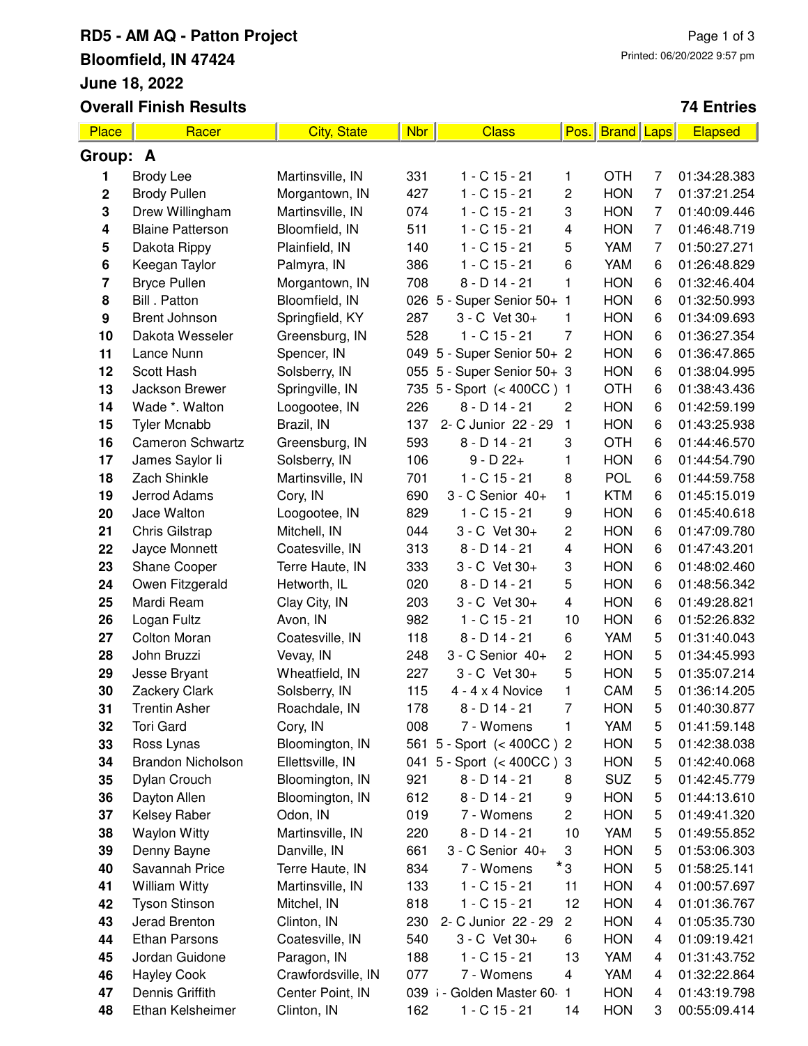# RD5 - AM AQ - Patton Project

**Bloomfield, IN 47424**

**June 18, 2022**

**Overall Finish Results**

Printed: 06/20/2022 9:57 pm

**74 Entries**

## Group: A

| Place | Racer | City, State | Nbr | Class | Pos. | Brand | Laps | Elapsed |
|---|---|---|---|---|---|---|---|---|
| 1 | Brody Lee | Martinsville, IN | 331 | 1 - C 15 - 21 | 1 | OTH | 7 | 01:34:28.383 |
| 2 | Brody Pullen | Morgantown, IN | 427 | 1 - C 15 - 21 | 2 | HON | 7 | 01:37:21.254 |
| 3 | Drew Willingham | Martinsville, IN | 074 | 1 - C 15 - 21 | 3 | HON | 7 | 01:40:09.446 |
| 4 | Blaine Patterson | Bloomfield, IN | 511 | 1 - C 15 - 21 | 4 | HON | 7 | 01:46:48.719 |
| 5 | Dakota Rippy | Plainfield, IN | 140 | 1 - C 15 - 21 | 5 | YAM | 7 | 01:50:27.271 |
| 6 | Keegan Taylor | Palmyra, IN | 386 | 1 - C 15 - 21 | 6 | YAM | 6 | 01:26:48.829 |
| 7 | Bryce Pullen | Morgantown, IN | 708 | 8 - D 14 - 21 | 1 | HON | 6 | 01:32:46.404 |
| 8 | Bill . Patton | Bloomfield, IN | 026 | 5 - Super Senior 50+ | 1 | HON | 6 | 01:32:50.993 |
| 9 | Brent Johnson | Springfield, KY | 287 | 3 - C Vet 30+ | 1 | HON | 6 | 01:34:09.693 |
| 10 | Dakota Wesseler | Greensburg, IN | 528 | 1 - C 15 - 21 | 7 | HON | 6 | 01:36:27.354 |
| 11 | Lance Nunn | Spencer, IN | 049 | 5 - Super Senior 50+ | 2 | HON | 6 | 01:36:47.865 |
| 12 | Scott Hash | Solsberry, IN | 055 | 5 - Super Senior 50+ | 3 | HON | 6 | 01:38:04.995 |
| 13 | Jackson Brewer | Springville, IN | 735 | 5 - Sport (< 400CC ) | 1 | OTH | 6 | 01:38:43.436 |
| 14 | Wade *. Walton | Loogootee, IN | 226 | 8 - D 14 - 21 | 2 | HON | 6 | 01:42:59.199 |
| 15 | Tyler Mcnabb | Brazil, IN | 137 | 2- C Junior 22 - 29 | 1 | HON | 6 | 01:43:25.938 |
| 16 | Cameron Schwartz | Greensburg, IN | 593 | 8 - D 14 - 21 | 3 | OTH | 6 | 01:44:46.570 |
| 17 | James Saylor Ii | Solsberry, IN | 106 | 9 - D 22+ | 1 | HON | 6 | 01:44:54.790 |
| 18 | Zach Shinkle | Martinsville, IN | 701 | 1 - C 15 - 21 | 8 | POL | 6 | 01:44:59.758 |
| 19 | Jerrod Adams | Cory, IN | 690 | 3 - C Senior 40+ | 1 | KTM | 6 | 01:45:15.019 |
| 20 | Jace Walton | Loogootee, IN | 829 | 1 - C 15 - 21 | 9 | HON | 6 | 01:45:40.618 |
| 21 | Chris Gilstrap | Mitchell, IN | 044 | 3 - C Vet 30+ | 2 | HON | 6 | 01:47:09.780 |
| 22 | Jayce Monnett | Coatesville, IN | 313 | 8 - D 14 - 21 | 4 | HON | 6 | 01:47:43.201 |
| 23 | Shane Cooper | Terre Haute, IN | 333 | 3 - C Vet 30+ | 3 | HON | 6 | 01:48:02.460 |
| 24 | Owen Fitzgerald | Hetworth, IL | 020 | 8 - D 14 - 21 | 5 | HON | 6 | 01:48:56.342 |
| 25 | Mardi Ream | Clay City, IN | 203 | 3 - C Vet 30+ | 4 | HON | 6 | 01:49:28.821 |
| 26 | Logan Fultz | Avon, IN | 982 | 1 - C 15 - 21 | 10 | HON | 6 | 01:52:26.832 |
| 27 | Colton Moran | Coatesville, IN | 118 | 8 - D 14 - 21 | 6 | YAM | 5 | 01:31:40.043 |
| 28 | John Bruzzi | Vevay, IN | 248 | 3 - C Senior 40+ | 2 | HON | 5 | 01:34:45.993 |
| 29 | Jesse Bryant | Wheatfield, IN | 227 | 3 - C Vet 30+ | 5 | HON | 5 | 01:35:07.214 |
| 30 | Zackery Clark | Solsberry, IN | 115 | 4 - 4 x 4 Novice | 1 | CAM | 5 | 01:36:14.205 |
| 31 | Trentin Asher | Roachdale, IN | 178 | 8 - D 14 - 21 | 7 | HON | 5 | 01:40:30.877 |
| 32 | Tori Gard | Cory, IN | 008 | 7 - Womens | 1 | YAM | 5 | 01:41:59.148 |
| 33 | Ross Lynas | Bloomington, IN | 561 | 5 - Sport (< 400CC ) | 2 | HON | 5 | 01:42:38.038 |
| 34 | Brandon Nicholson | Ellettsville, IN | 041 | 5 - Sport (< 400CC ) | 3 | HON | 5 | 01:42:40.068 |
| 35 | Dylan Crouch | Bloomington, IN | 921 | 8 - D 14 - 21 | 8 | SUZ | 5 | 01:42:45.779 |
| 36 | Dayton Allen | Bloomington, IN | 612 | 8 - D 14 - 21 | 9 | HON | 5 | 01:44:13.610 |
| 37 | Kelsey Raber | Odon, IN | 019 | 7 - Womens | 2 | HON | 5 | 01:49:41.320 |
| 38 | Waylon Witty | Martinsville, IN | 220 | 8 - D 14 - 21 | 10 | YAM | 5 | 01:49:55.852 |
| 39 | Denny Bayne | Danville, IN | 661 | 3 - C Senior 40+ | 3 | HON | 5 | 01:53:06.303 |
| 40 | Savannah Price | Terre Haute, IN | 834 | 7 - Womens | *3 | HON | 5 | 01:58:25.141 |
| 41 | William Witty | Martinsville, IN | 133 | 1 - C 15 - 21 | 11 | HON | 4 | 01:00:57.697 |
| 42 | Tyson Stinson | Mitchel, IN | 818 | 1 - C 15 - 21 | 12 | HON | 4 | 01:01:36.767 |
| 43 | Jerad Brenton | Clinton, IN | 230 | 2- C Junior 22 - 29 | 2 | HON | 4 | 01:05:35.730 |
| 44 | Ethan Parsons | Coatesville, IN | 540 | 3 - C Vet 30+ | 6 | HON | 4 | 01:09:19.421 |
| 45 | Jordan Guidone | Paragon, IN | 188 | 1 - C 15 - 21 | 13 | YAM | 4 | 01:31:43.752 |
| 46 | Hayley Cook | Crawfordsville, IN | 077 | 7 - Womens | 4 | YAM | 4 | 01:32:22.864 |
| 47 | Dennis Griffith | Center Point, IN | 039 | 6 - Golden Master 60+ | 1 | HON | 4 | 01:43:19.798 |
| 48 | Ethan Kelsheimer | Clinton, IN | 162 | 1 - C 15 - 21 | 14 | HON | 3 | 00:55:09.414 |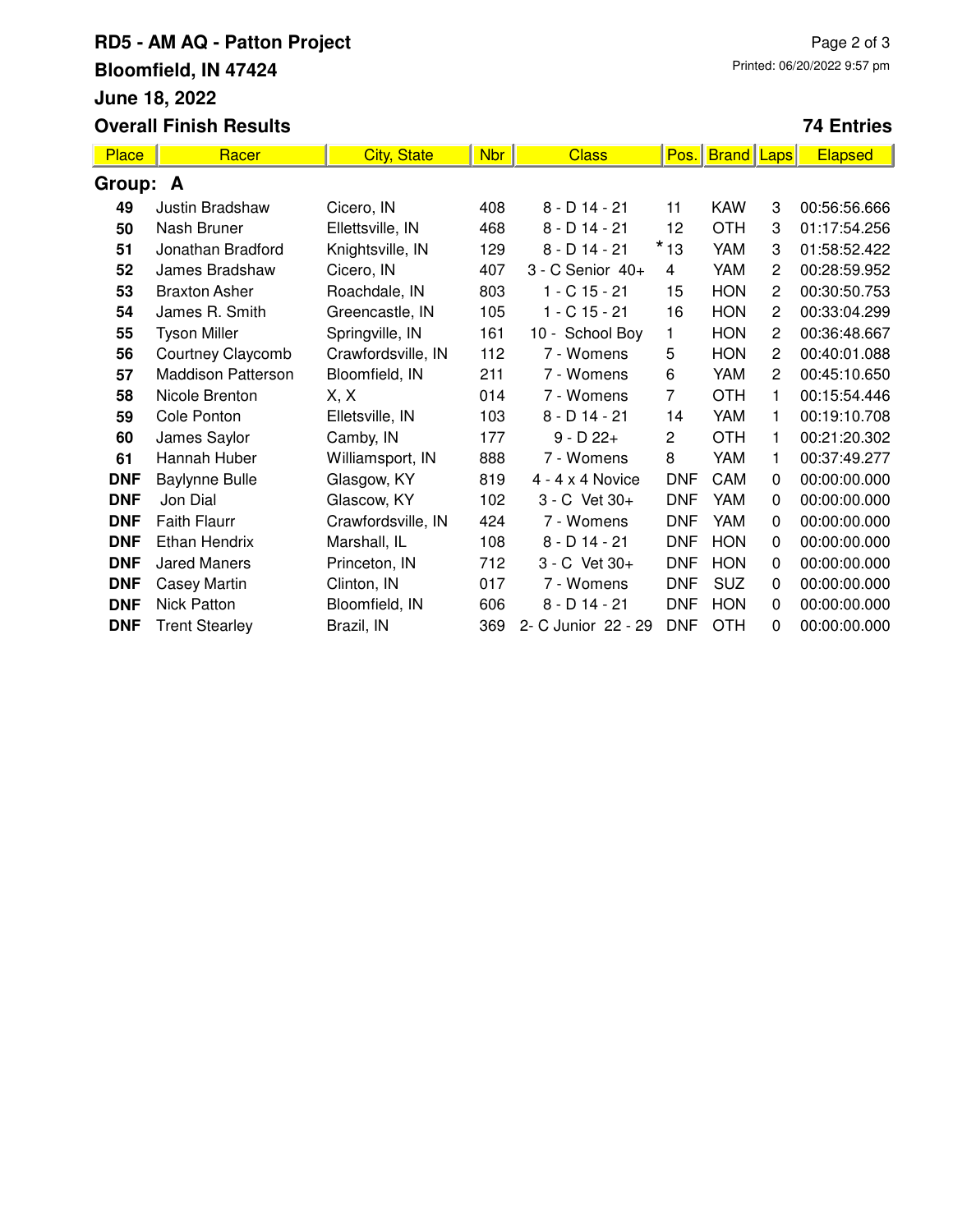# RD5 - AM AQ - Patton Project

**Bloomfield, IN 47424**

**June 18, 2022**

**Overall Finish Results** — **74 Entries**

| Place | Racer | City, State | Nbr | Class | Pos. | Brand | Laps | Elapsed |
|---|---|---|---|---|---|---|---|---|
| **Group: A** | | | | | | | | |
| **49** | Justin Bradshaw | Cicero, IN | 408 | 8 - D 14 - 21 | 11 | KAW | 3 | 00:56:56.666 |
| **50** | Nash Bruner | Ellettsville, IN | 468 | 8 - D 14 - 21 | 12 | OTH | 3 | 01:17:54.256 |
| **51** | Jonathan Bradford | Knightsville, IN | 129 | 8 - D 14 - 21 | *13 | YAM | 3 | 01:58:52.422 |
| **52** | James Bradshaw | Cicero, IN | 407 | 3 - C Senior 40+ | 4 | YAM | 2 | 00:28:59.952 |
| **53** | Braxton Asher | Roachdale, IN | 803 | 1 - C 15 - 21 | 15 | HON | 2 | 00:30:50.753 |
| **54** | James R. Smith | Greencastle, IN | 105 | 1 - C 15 - 21 | 16 | HON | 2 | 00:33:04.299 |
| **55** | Tyson Miller | Springville, IN | 161 | 10 - School Boy | 1 | HON | 2 | 00:36:48.667 |
| **56** | Courtney Claycomb | Crawfordsville, IN | 112 | 7 - Womens | 5 | HON | 2 | 00:40:01.088 |
| **57** | Maddison Patterson | Bloomfield, IN | 211 | 7 - Womens | 6 | YAM | 2 | 00:45:10.650 |
| **58** | Nicole Brenton | X, X | 014 | 7 - Womens | 7 | OTH | 1 | 00:15:54.446 |
| **59** | Cole Ponton | Elletsville, IN | 103 | 8 - D 14 - 21 | 14 | YAM | 1 | 00:19:10.708 |
| **60** | James Saylor | Camby, IN | 177 | 9 - D 22+ | 2 | OTH | 1 | 00:21:20.302 |
| **61** | Hannah Huber | Williamsport, IN | 888 | 7 - Womens | 8 | YAM | 1 | 00:37:49.277 |
| **DNF** | Baylynne Bulle | Glasgow, KY | 819 | 4 - 4 x 4 Novice | DNF | CAM | 0 | 00:00:00.000 |
| **DNF** | Jon Dial | Glascow, KY | 102 | 3 - C Vet 30+ | DNF | YAM | 0 | 00:00:00.000 |
| **DNF** | Faith Flaurr | Crawfordsville, IN | 424 | 7 - Womens | DNF | YAM | 0 | 00:00:00.000 |
| **DNF** | Ethan Hendrix | Marshall, IL | 108 | 8 - D 14 - 21 | DNF | HON | 0 | 00:00:00.000 |
| **DNF** | Jared Maners | Princeton, IN | 712 | 3 - C Vet 30+ | DNF | HON | 0 | 00:00:00.000 |
| **DNF** | Casey Martin | Clinton, IN | 017 | 7 - Womens | DNF | SUZ | 0 | 00:00:00.000 |
| **DNF** | Nick Patton | Bloomfield, IN | 606 | 8 - D 14 - 21 | DNF | HON | 0 | 00:00:00.000 |
| **DNF** | Trent Stearley | Brazil, IN | 369 | 2- C Junior 22 - 29 | DNF | OTH | 0 | 00:00:00.000 |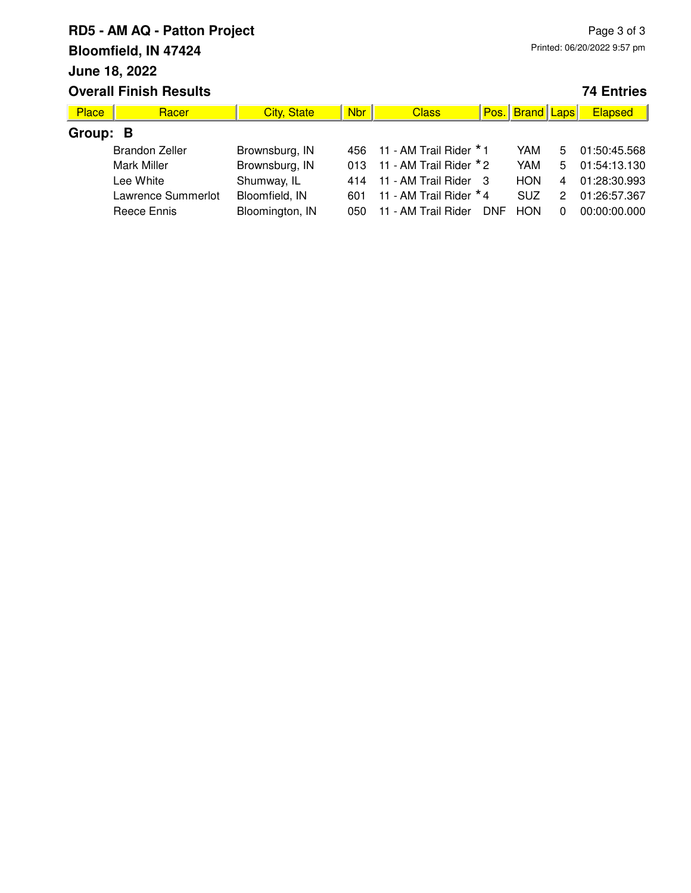# RD5 - AM AQ - Patton Project

**Bloomfield, IN 47424**

**June 18, 2022**

**Overall Finish Results**

Printed: 06/20/2022 9:57 pm

**74 Entries**

| Place | Racer | City, State | Nbr | Class | Pos. | Brand | Laps | Elapsed |
|---|---|---|---|---|---|---|---|---|
| **Group: B** | | | | | | | | |
| | Brandon Zeller | Brownsburg, IN | 456 | 11 - AM Trail Rider | *1 | YAM | 5 | 01:50:45.568 |
| | Mark Miller | Brownsburg, IN | 013 | 11 - AM Trail Rider | *2 | YAM | 5 | 01:54:13.130 |
| | Lee White | Shumway, IL | 414 | 11 - AM Trail Rider | 3 | HON | 4 | 01:28:30.993 |
| | Lawrence Summerlot | Bloomfield, IN | 601 | 11 - AM Trail Rider | *4 | SUZ | 2 | 01:26:57.367 |
| | Reece Ennis | Bloomington, IN | 050 | 11 - AM Trail Rider | DNF | HON | 0 | 00:00:00.000 |